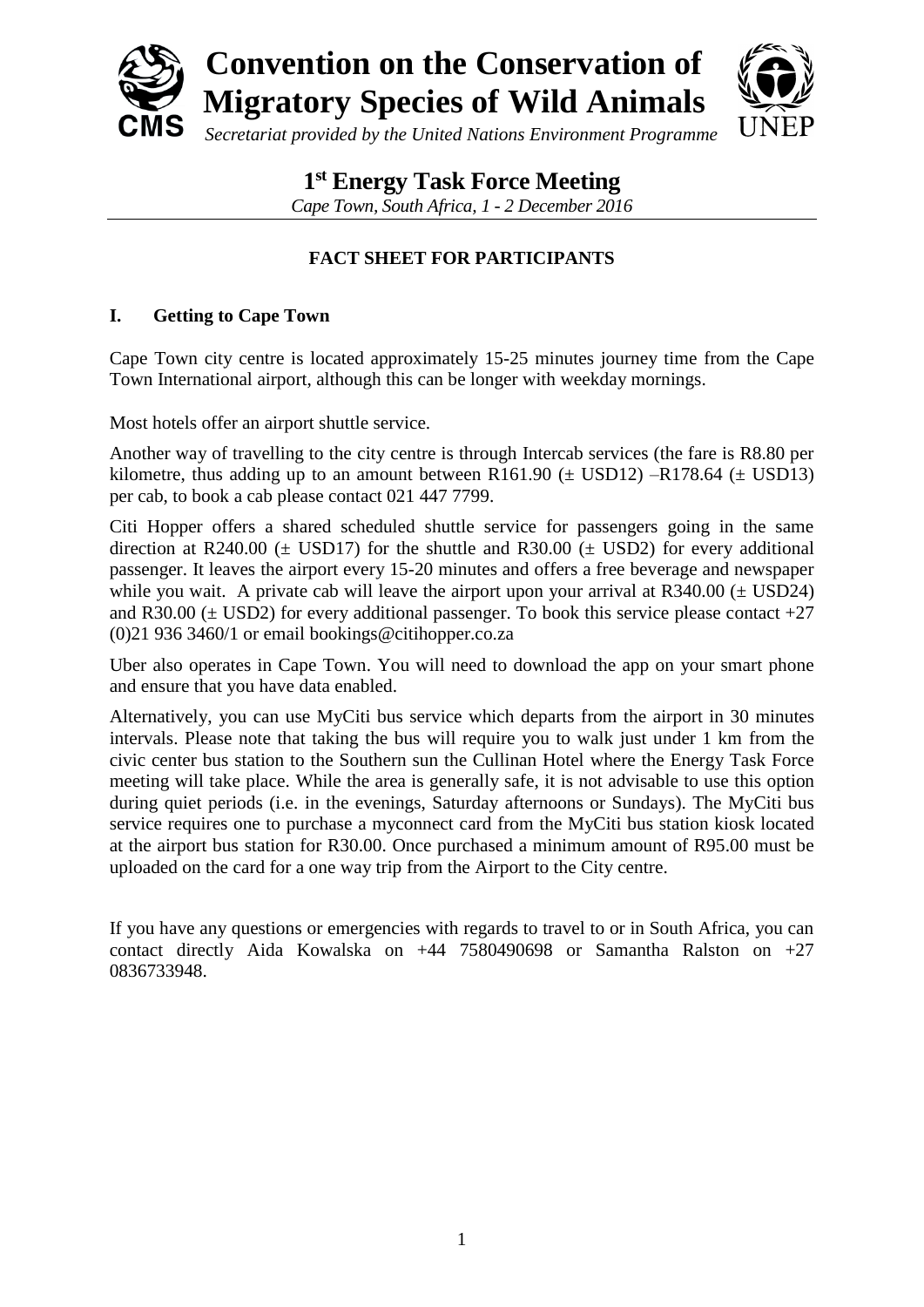# Convention on the Conservation of Migratory Species of Wild Animals

*Secretariat provided by the United Nations Environment Programme*

## 1st Energy Task Force Meeting

*Cape Town, South Africa, 1 - 2 December 2016*

**FACT SHEET FOR PARTICIPANTS**

### I. Getting to Cape Town

Cape Town city centre is located approximately 15-25 minutes journey time from the Cape Town International airport, although this can be longer with weekday mornings.

Most hotels offer an airport shuttle service.

Another way of travelling to the city centre is through Intercab services (the fare is R8.80 per kilometre, thus adding up to an amount between R161.90 (± USD12) –R178.64 (± USD13) per cab, to book a cab please contact 021 447 7799.

Citi Hopper offers a shared scheduled shuttle service for passengers going in the same direction at R240.00 (± USD17) for the shuttle and R30.00 (± USD2) for every additional passenger. It leaves the airport every 15-20 minutes and offers a free beverage and newspaper while you wait. A private cab will leave the airport upon your arrival at R340.00 (± USD24) and R30.00 (± USD2) for every additional passenger. To book this service please contact +27 (0)21 936 3460/1 or email bookings@citihopper.co.za

Uber also operates in Cape Town. You will need to download the app on your smart phone and ensure that you have data enabled.

Alternatively, you can use MyCiti bus service which departs from the airport in 30 minutes intervals. Please note that taking the bus will require you to walk just under 1 km from the civic center bus station to the Southern sun the Cullinan Hotel where the Energy Task Force meeting will take place. While the area is generally safe, it is not advisable to use this option during quiet periods (i.e. in the evenings, Saturday afternoons or Sundays). The MyCiti bus service requires one to purchase a myconnect card from the MyCiti bus station kiosk located at the airport bus station for R30.00. Once purchased a minimum amount of R95.00 must be uploaded on the card for a one way trip from the Airport to the City centre.

If you have any questions or emergencies with regards to travel to or in South Africa, you can contact directly Aida Kowalska on +44 7580490698 or Samantha Ralston on +27 0836733948.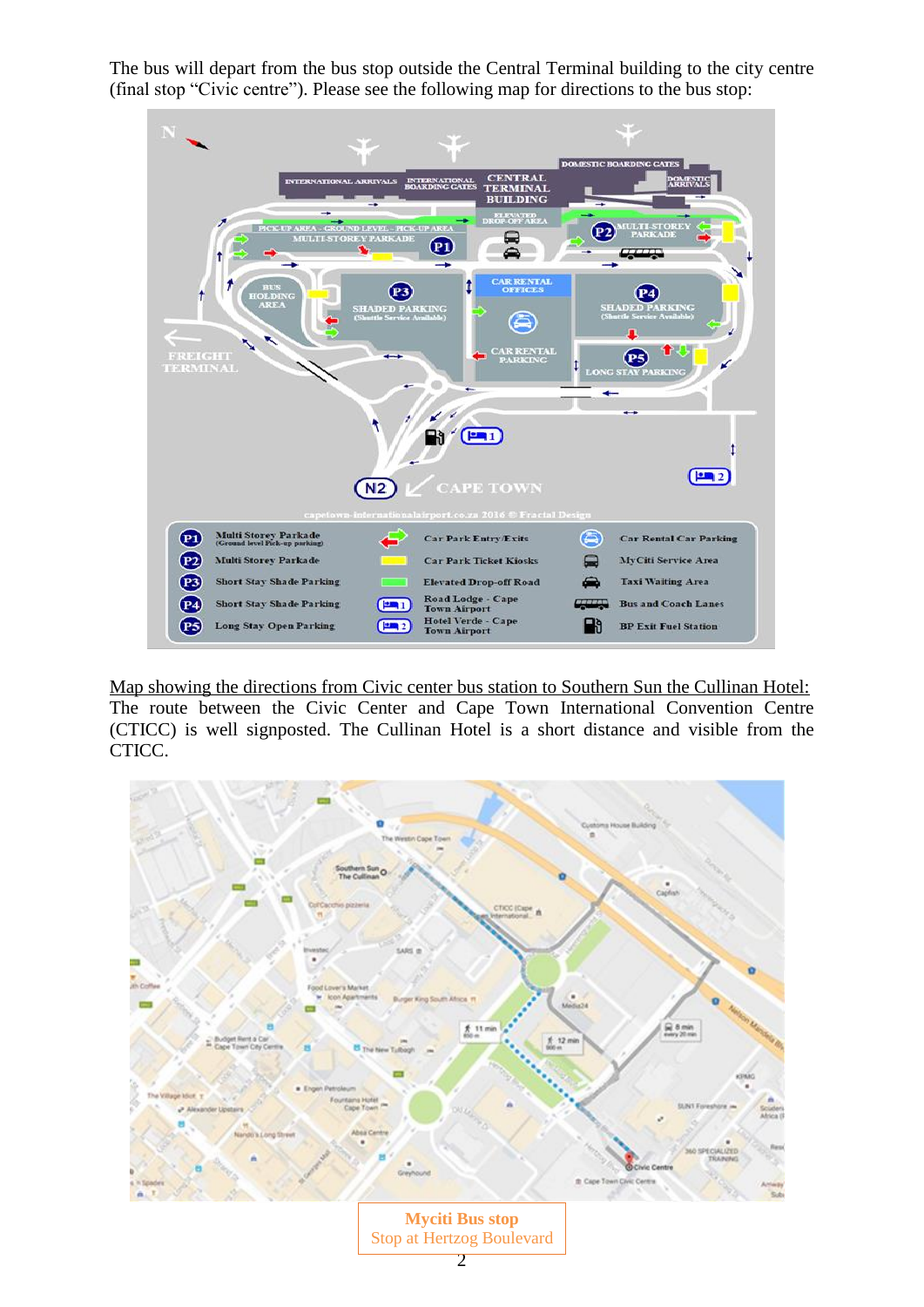The bus will depart from the bus stop outside the Central Terminal building to the city centre (final stop "Civic centre"). Please see the following map for directions to the bus stop:

Map showing the directions from Civic center bus station to Southern Sun the Cullinan Hotel: The route between the Civic Center and Cape Town International Convention Centre (CTICC) is well signposted. The Cullinan Hotel is a short distance and visible from the CTICC.

**Myciti Bus stop**
Stop at Hertzog Boulevard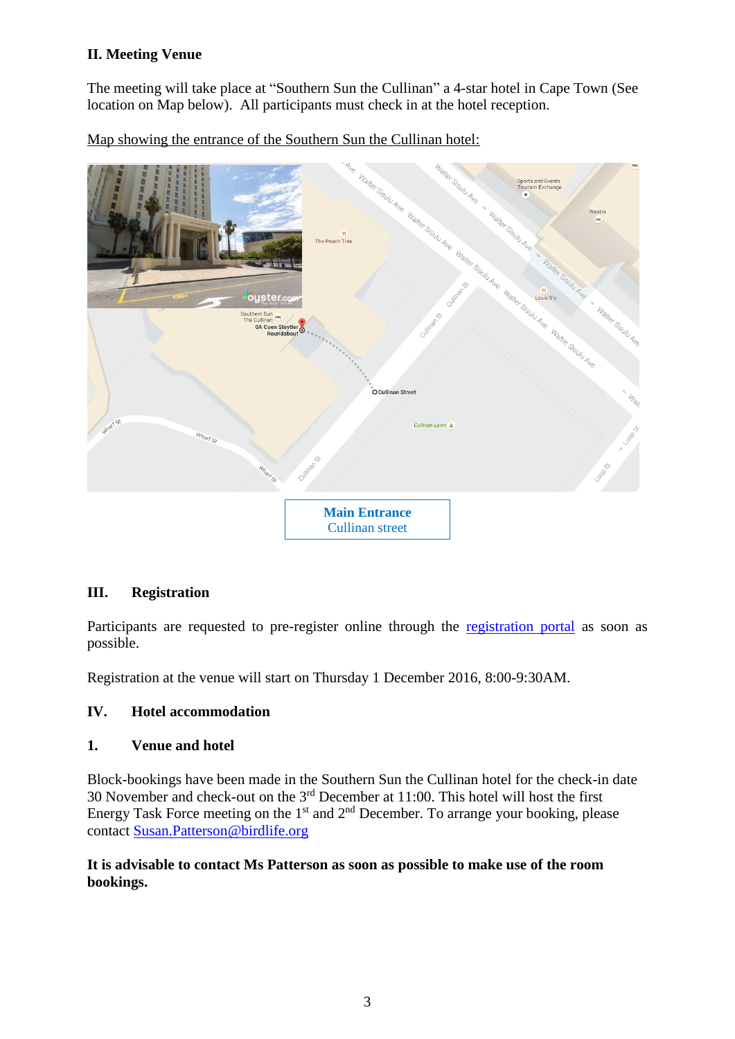## II. Meeting Venue

The meeting will take place at "Southern Sun the Cullinan" a 4-star hotel in Cape Town (See location on Map below). All participants must check in at the hotel reception.

Map showing the entrance of the Southern Sun the Cullinan hotel:

**Main Entrance**
Cullinan street

## III. Registration

Participants are requested to pre-register online through the [registration portal]() as soon as possible.

Registration at the venue will start on Thursday 1 December 2016, 8:00-9:30AM.

## IV. Hotel accommodation

### 1. Venue and hotel

Block-bookings have been made in the Southern Sun the Cullinan hotel for the check-in date 30 November and check-out on the 3rd December at 11:00. This hotel will host the first Energy Task Force meeting on the 1st and 2nd December. To arrange your booking, please contact Susan.Patterson@birdlife.org

**It is advisable to contact Ms Patterson as soon as possible to make use of the room bookings.**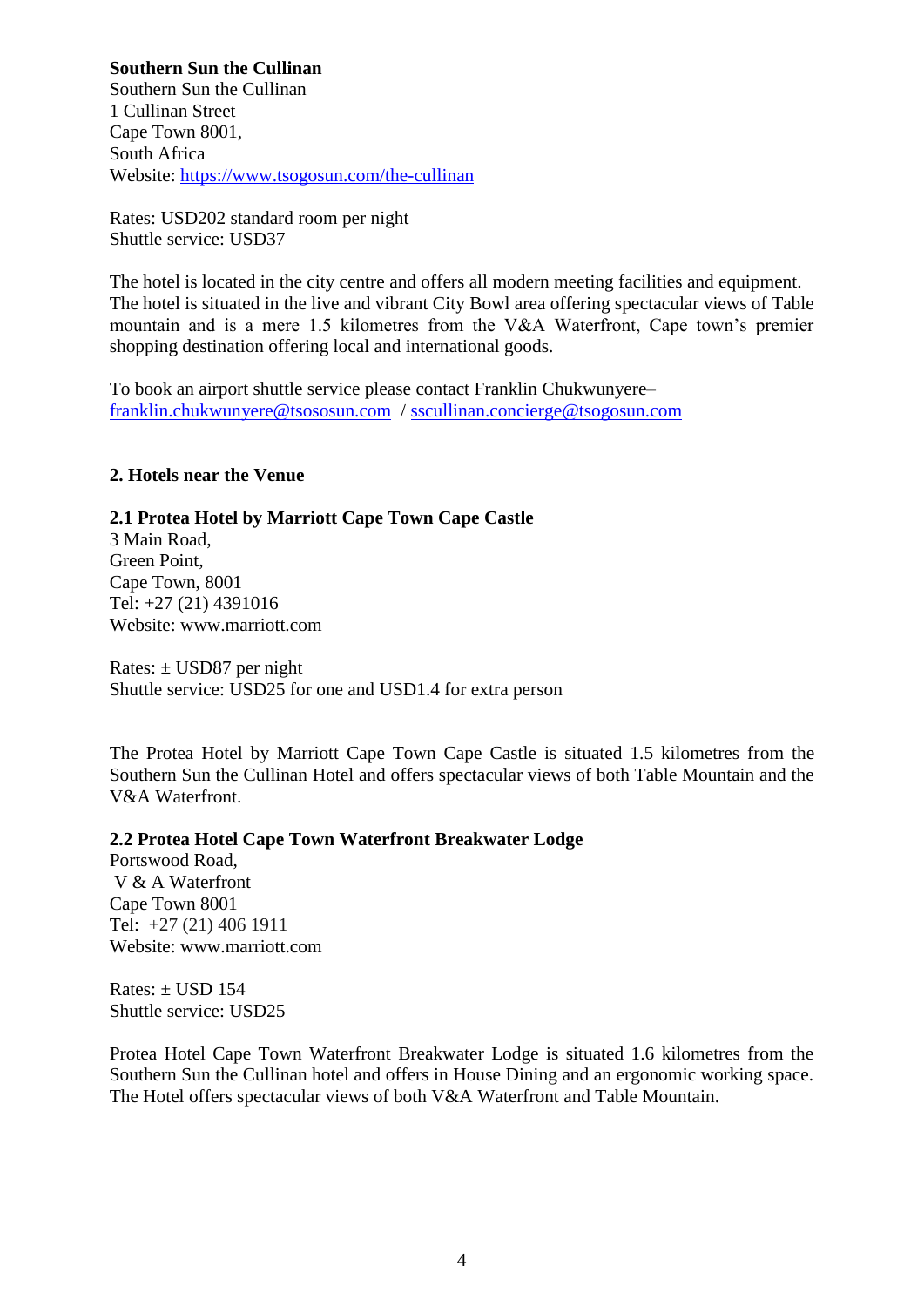**Southern Sun the Cullinan**

Southern Sun the Cullinan
1 Cullinan Street
Cape Town 8001,
South Africa
Website: [https://www.tsogosun.com/the-cullinan](https://www.tsogosun.com/the-cullinan)

Rates: USD202 standard room per night
Shuttle service: USD37

The hotel is located in the city centre and offers all modern meeting facilities and equipment. The hotel is situated in the live and vibrant City Bowl area offering spectacular views of Table mountain and is a mere 1.5 kilometres from the V&A Waterfront, Cape town's premier shopping destination offering local and international goods.

To book an airport shuttle service please contact Franklin Chukwunyere–
[franklin.chukwunyere@tsososun.com](mailto:franklin.chukwunyere@tsososun.com) / [sscullinan.concierge@tsogosun.com](mailto:sscullinan.concierge@tsogosun.com)

## 2. Hotels near the Venue

### 2.1 Protea Hotel by Marriott Cape Town Cape Castle

3 Main Road,
Green Point,
Cape Town, 8001
Tel: +27 (21) 4391016
Website: www.marriott.com

Rates: ± USD87 per night
Shuttle service: USD25 for one and USD1.4 for extra person

The Protea Hotel by Marriott Cape Town Cape Castle is situated 1.5 kilometres from the Southern Sun the Cullinan Hotel and offers spectacular views of both Table Mountain and the V&A Waterfront.

### 2.2 Protea Hotel Cape Town Waterfront Breakwater Lodge

Portswood Road,
V & A Waterfront
Cape Town 8001
Tel: +27 (21) 406 1911
Website: www.marriott.com

Rates: ± USD 154
Shuttle service: USD25

Protea Hotel Cape Town Waterfront Breakwater Lodge is situated 1.6 kilometres from the Southern Sun the Cullinan hotel and offers in House Dining and an ergonomic working space. The Hotel offers spectacular views of both V&A Waterfront and Table Mountain.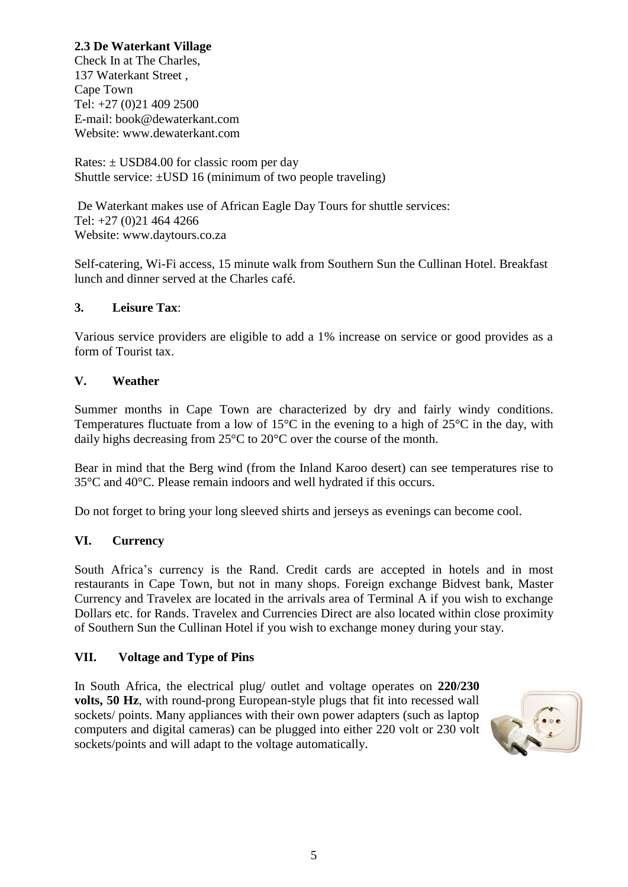### 2.3 De Waterkant Village

Check In at The Charles,
137 Waterkant Street ,
Cape Town
Tel: +27 (0)21 409 2500
E-mail: book@dewaterkant.com
Website: www.dewaterkant.com

Rates: ± USD84.00 for classic room per day
Shuttle service: ±USD 16 (minimum of two people traveling)

De Waterkant makes use of African Eagle Day Tours for shuttle services:
Tel: +27 (0)21 464 4266
Website: www.daytours.co.za

Self-catering, Wi-Fi access, 15 minute walk from Southern Sun the Cullinan Hotel. Breakfast lunch and dinner served at the Charles café.

### 3. Leisure Tax:

Various service providers are eligible to add a 1% increase on service or good provides as a form of Tourist tax.

## V. Weather

Summer months in Cape Town are characterized by dry and fairly windy conditions. Temperatures fluctuate from a low of 15°C in the evening to a high of 25°C in the day, with daily highs decreasing from 25°C to 20°C over the course of the month.

Bear in mind that the Berg wind (from the Inland Karoo desert) can see temperatures rise to 35°C and 40°C. Please remain indoors and well hydrated if this occurs.

Do not forget to bring your long sleeved shirts and jerseys as evenings can become cool.

## VI. Currency

South Africa's currency is the Rand. Credit cards are accepted in hotels and in most restaurants in Cape Town, but not in many shops. Foreign exchange Bidvest bank, Master Currency and Travelex are located in the arrivals area of Terminal A if you wish to exchange Dollars etc. for Rands. Travelex and Currencies Direct are also located within close proximity of Southern Sun the Cullinan Hotel if you wish to exchange money during your stay.

## VII. Voltage and Type of Pins

In South Africa, the electrical plug/ outlet and voltage operates on **220/230 volts, 50 Hz**, with round-prong European-style plugs that fit into recessed wall sockets/ points. Many appliances with their own power adapters (such as laptop computers and digital cameras) can be plugged into either 220 volt or 230 volt sockets/points and will adapt to the voltage automatically.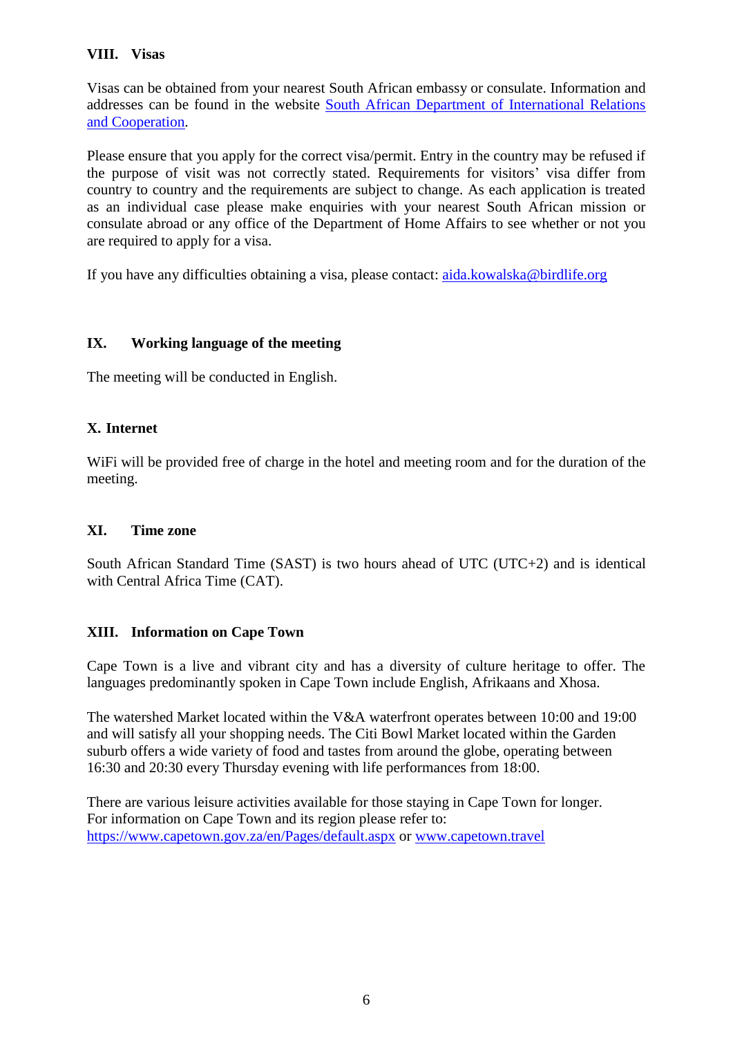## VIII. Visas

Visas can be obtained from your nearest South African embassy or consulate. Information and addresses can be found in the website [South African Department of International Relations and Cooperation](#).

Please ensure that you apply for the correct visa/permit. Entry in the country may be refused if the purpose of visit was not correctly stated. Requirements for visitors' visa differ from country to country and the requirements are subject to change. As each application is treated as an individual case please make enquiries with your nearest South African mission or consulate abroad or any office of the Department of Home Affairs to see whether or not you are required to apply for a visa.

If you have any difficulties obtaining a visa, please contact: aida.kowalska@birdlife.org

## IX. Working language of the meeting

The meeting will be conducted in English.

## X. Internet

WiFi will be provided free of charge in the hotel and meeting room and for the duration of the meeting.

## XI. Time zone

South African Standard Time (SAST) is two hours ahead of UTC (UTC+2) and is identical with Central Africa Time (CAT).

## XIII. Information on Cape Town

Cape Town is a live and vibrant city and has a diversity of culture heritage to offer. The languages predominantly spoken in Cape Town include English, Afrikaans and Xhosa.

The watershed Market located within the V&A waterfront operates between 10:00 and 19:00 and will satisfy all your shopping needs. The Citi Bowl Market located within the Garden suburb offers a wide variety of food and tastes from around the globe, operating between 16:30 and 20:30 every Thursday evening with life performances from 18:00.

There are various leisure activities available for those staying in Cape Town for longer.
For information on Cape Town and its region please refer to:
https://www.capetown.gov.za/en/Pages/default.aspx or www.capetown.travel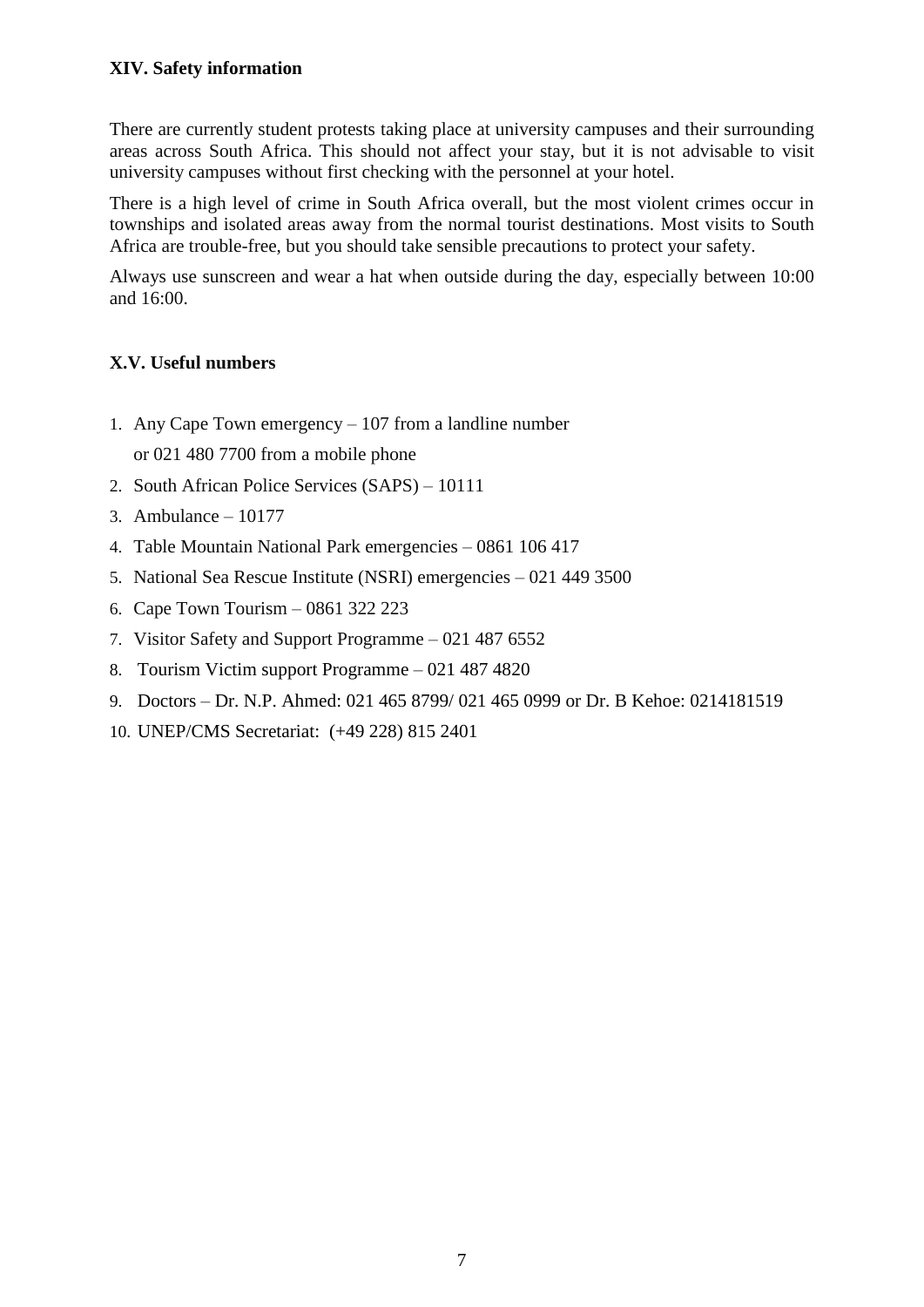### XIV. Safety information

There are currently student protests taking place at university campuses and their surrounding areas across South Africa. This should not affect your stay, but it is not advisable to visit university campuses without first checking with the personnel at your hotel.

There is a high level of crime in South Africa overall, but the most violent crimes occur in townships and isolated areas away from the normal tourist destinations. Most visits to South Africa are trouble-free, but you should take sensible precautions to protect your safety.

Always use sunscreen and wear a hat when outside during the day, especially between 10:00 and 16:00.

### X.V. Useful numbers

1. Any Cape Town emergency – 107 from a landline number
   or 021 480 7700 from a mobile phone
2. South African Police Services (SAPS) – 10111
3. Ambulance – 10177
4. Table Mountain National Park emergencies – 0861 106 417
5. National Sea Rescue Institute (NSRI) emergencies – 021 449 3500
6. Cape Town Tourism – 0861 322 223
7. Visitor Safety and Support Programme – 021 487 6552
8. Tourism Victim support Programme – 021 487 4820
9. Doctors – Dr. N.P. Ahmed: 021 465 8799/ 021 465 0999 or Dr. B Kehoe: 0214181519
10. UNEP/CMS Secretariat: (+49 228) 815 2401